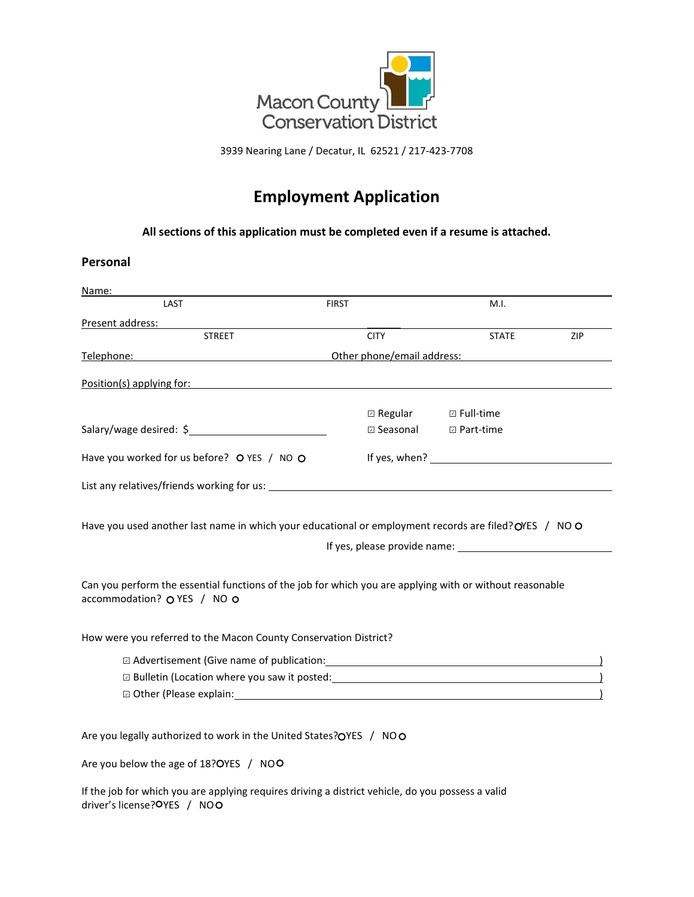Macon County Conservation District

3939 Nearing Lane / Decatur, IL 62521 / 217-423-7708

# Employment Application

**All sections of this application must be completed even if a resume is attached.**

## Personal

Name: ______________________________________________

LAST FIRST M.I.

Present address: ______________________________________________

STREET CITY STATE ZIP

Telephone: ____________________ Other phone/email address: ____________________

Position(s) applying for: ______________________________________________

☑ Regular ☑ Full-time

Salary/wage desired: $____________________ ☑ Seasonal ☑ Part-time

Have you worked for us before? ○ YES / NO ○ If yes, when? ____________________

List any relatives/friends working for us: ______________________________________________

Have you used another last name in which your educational or employment records are filed? ○YES / NO ○

If yes, please provide name: ____________________

Can you perform the essential functions of the job for which you are applying with or without reasonable accommodation? ○ YES / NO ○

How were you referred to the Macon County Conservation District?

- ☑ Advertisement (Give name of publication: ____________________)
- ☑ Bulletin (Location where you saw it posted: ____________________)
- ☑ Other (Please explain: ____________________)

Are you legally authorized to work in the United States? ○YES / NO ○

Are you below the age of 18? ○YES / NO ○

If the job for which you are applying requires driving a district vehicle, do you possess a valid driver's license? ○YES / NO ○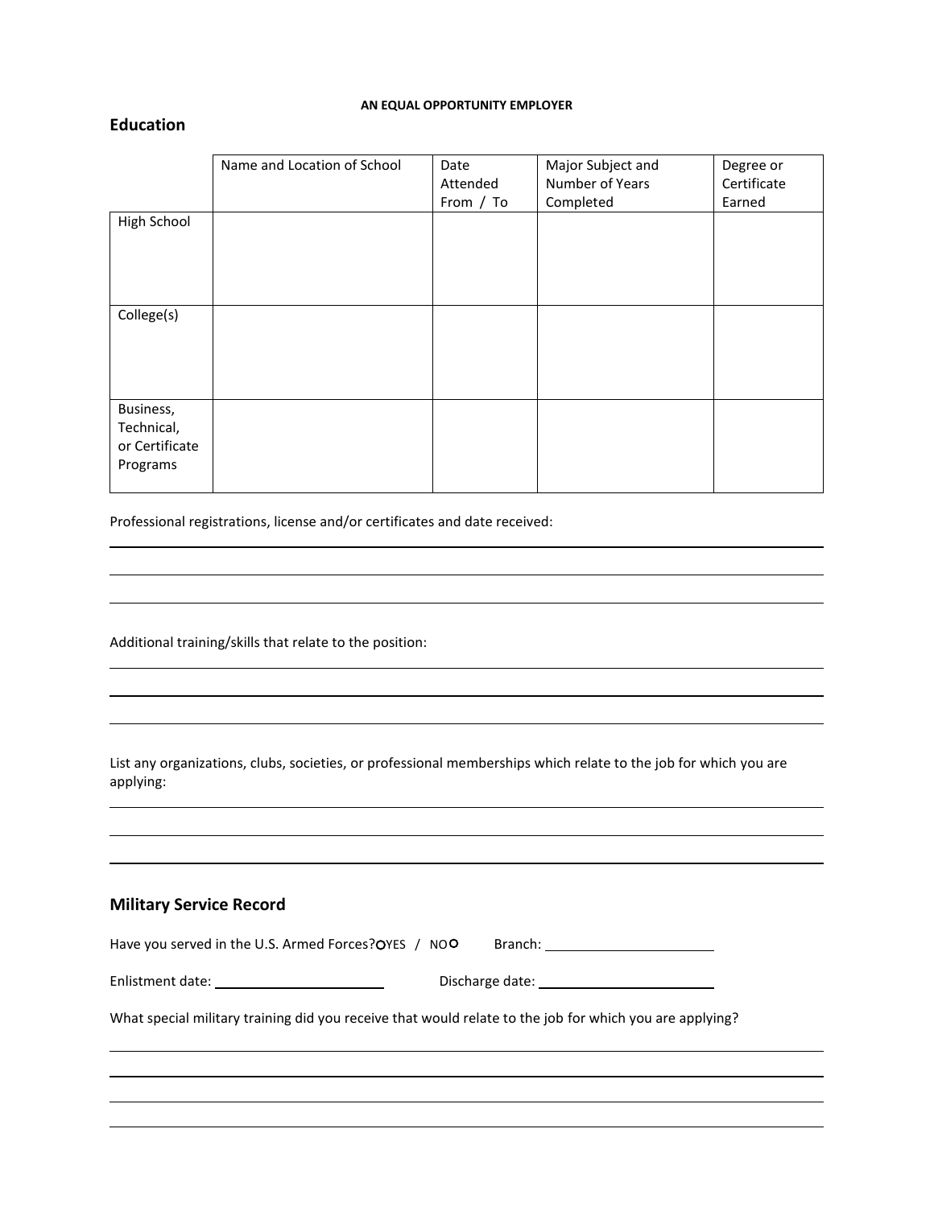**AN EQUAL OPPORTUNITY EMPLOYER**

## Education

| | Name and Location of School | Date Attended From / To | Major Subject and Number of Years Completed | Degree or Certificate Earned |
|---|---|---|---|---|
| High School | | | | |
| College(s) | | | | |
| Business, Technical, or Certificate Programs | | | | |

Professional registrations, license and/or certificates and date received:

______________________________________________

______________________________________________

______________________________________________

Additional training/skills that relate to the position:

______________________________________________

______________________________________________

______________________________________________

List any organizations, clubs, societies, or professional memberships which relate to the job for which you are applying:

______________________________________________

______________________________________________

______________________________________________

## Military Service Record

Have you served in the U.S. Armed Forces? ○ YES / NO ○ Branch: ____________________

Enlistment date: ____________________ Discharge date: ____________________

What special military training did you receive that would relate to the job for which you are applying?

______________________________________________

______________________________________________

______________________________________________

______________________________________________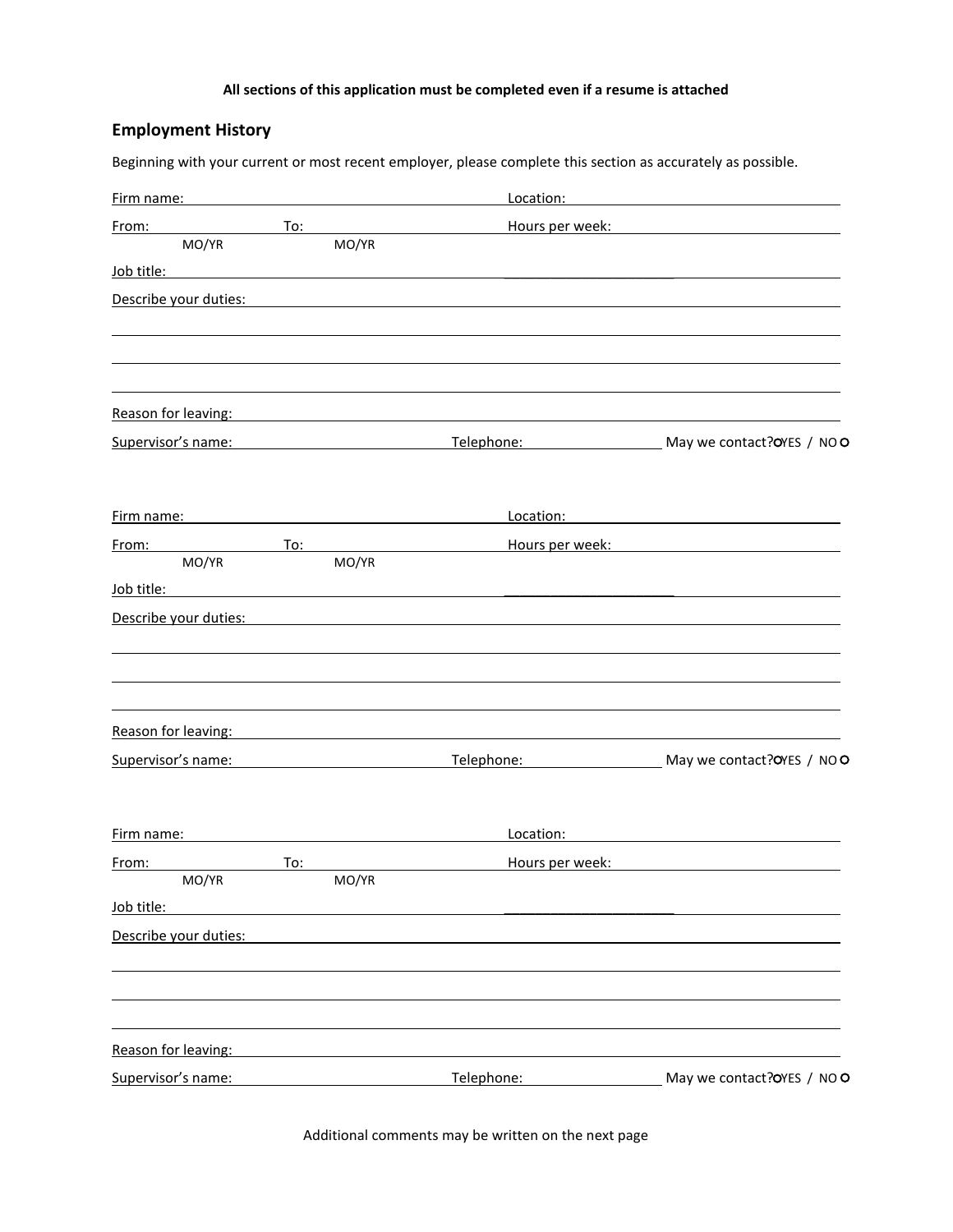**All sections of this application must be completed even if a resume is attached**

## Employment History

Beginning with your current or most recent employer, please complete this section as accurately as possible.

Firm name: ______________________________ Location: ______________________________

From: __________ To: __________ Hours per week: ______________________________
MO/YR MO/YR

Job title: ______________________________ ______________________________

Describe your duties: ______________________________________________________________

______________________________________________________________

______________________________________________________________

______________________________________________________________

Reason for leaving: ______________________________________________________________

Supervisor's name: ______________________ Telephone: ______________ May we contact? YES / NO

Firm name: ______________________________ Location: ______________________________

From: __________ To: __________ Hours per week: ______________________________
MO/YR MO/YR

Job title: ______________________________ ______________________________

Describe your duties: ______________________________________________________________

______________________________________________________________

______________________________________________________________

______________________________________________________________

Reason for leaving: ______________________________________________________________

Supervisor's name: ______________________ Telephone: ______________ May we contact? YES / NO

Firm name: ______________________________ Location: ______________________________

From: __________ To: __________ Hours per week: ______________________________
MO/YR MO/YR

Job title: ______________________________ ______________________________

Describe your duties: ______________________________________________________________

______________________________________________________________

______________________________________________________________

______________________________________________________________

Reason for leaving: ______________________________________________________________

Supervisor's name: ______________________ Telephone: ______________ May we contact? YES / NO

Additional comments may be written on the next page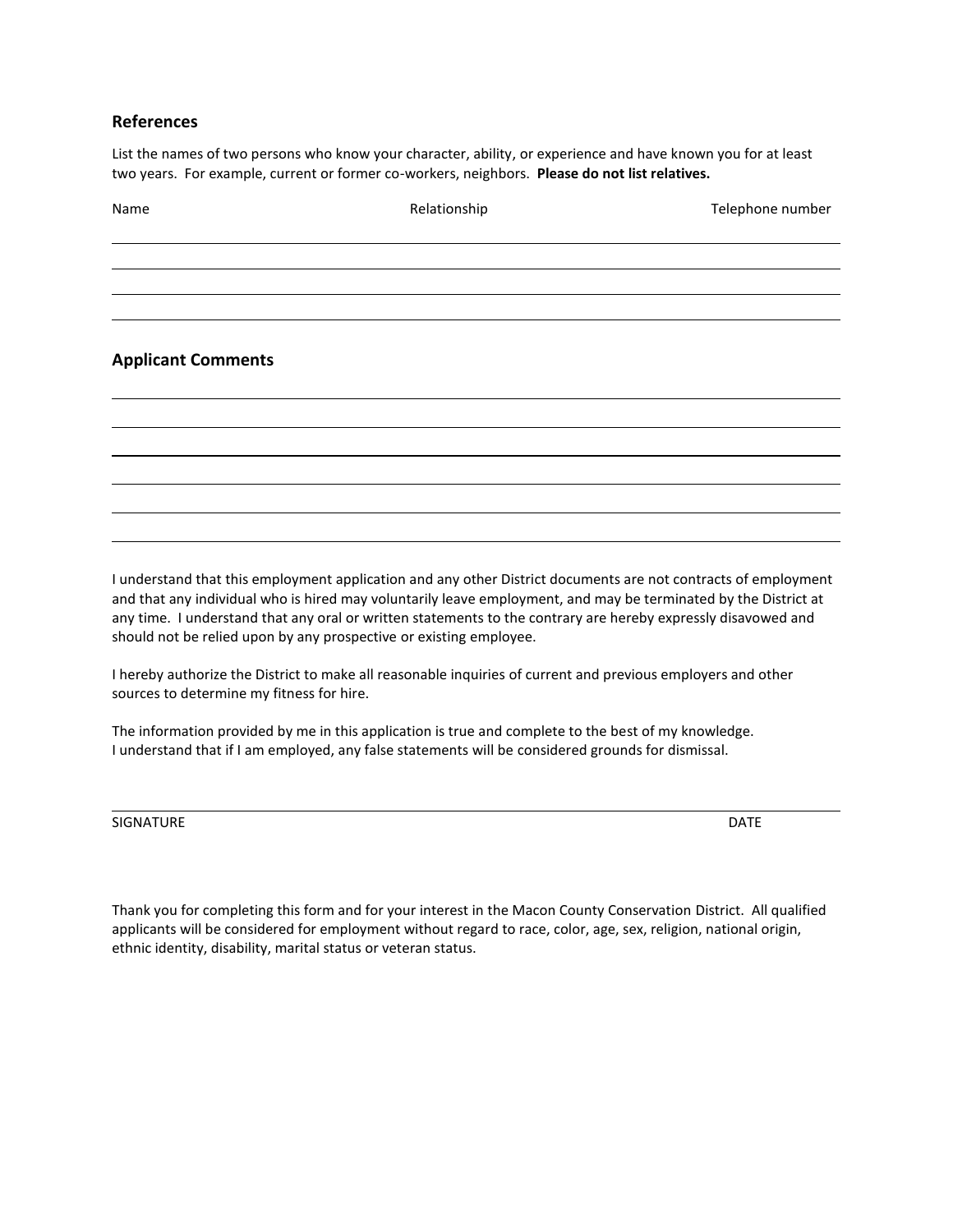## References

List the names of two persons who know your character, ability, or experience and have known you for at least two years. For example, current or former co-workers, neighbors. **Please do not list relatives.**

| Name | Relationship | Telephone number |
| --- | --- | --- |
| | | |
| | | |
| | | |

## Applicant Comments

I understand that this employment application and any other District documents are not contracts of employment and that any individual who is hired may voluntarily leave employment, and may be terminated by the District at any time. I understand that any oral or written statements to the contrary are hereby expressly disavowed and should not be relied upon by any prospective or existing employee.

I hereby authorize the District to make all reasonable inquiries of current and previous employers and other sources to determine my fitness for hire.

The information provided by me in this application is true and complete to the best of my knowledge.
I understand that if I am employed, any false statements will be considered grounds for dismissal.

SIGNATURE DATE

Thank you for completing this form and for your interest in the Macon County Conservation District. All qualified applicants will be considered for employment without regard to race, color, age, sex, religion, national origin, ethnic identity, disability, marital status or veteran status.